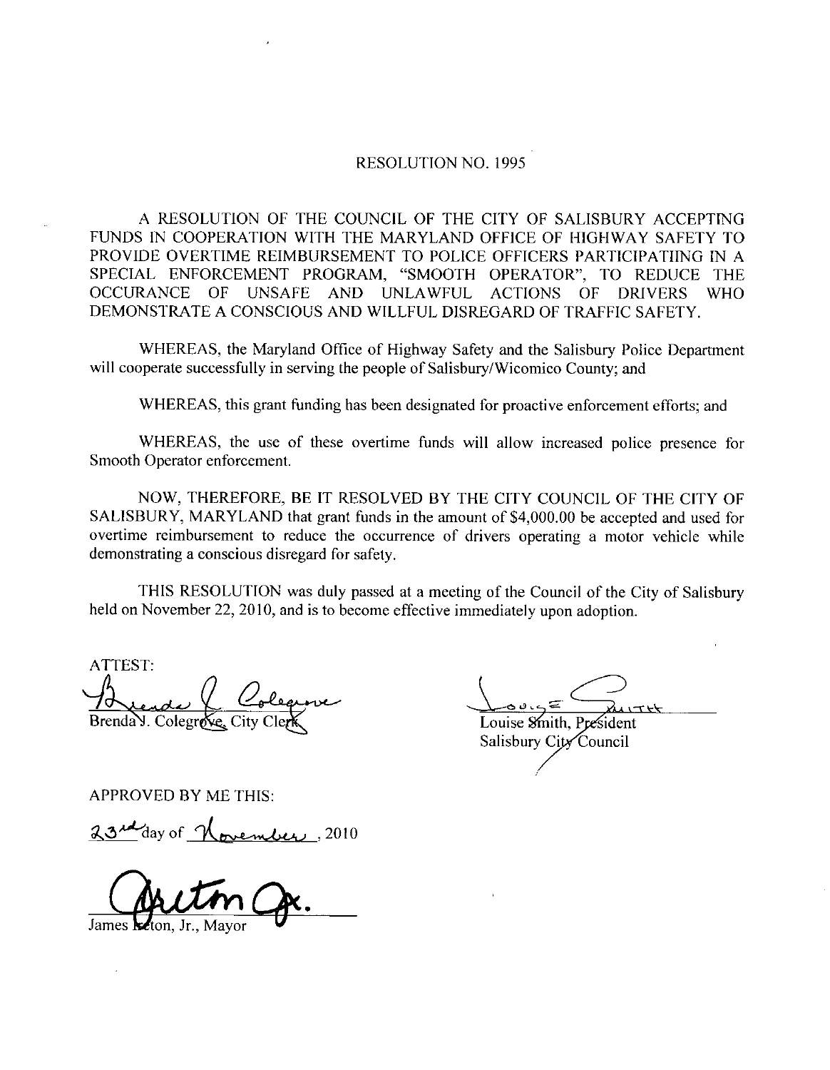# RESOLUTION NO. 1995

A RESOLUTION OF THE COUNCIL OF THE CITY OF SALISBURY ACCEPTING FUNDS IN COOPERATION WITH THE MARYLAND OFFICE OF HIGHWAY SAFETY TO PROVIDE OVERTIME REIMBURSEMENT TO POLICE OFFICERS PARTICIPATIING IN A SPECIAL ENFORCEMENT PROGRAM, "SMOOTH OPERATOR", TO REDUCE THE OCCURANCE OF UNSAFE AND UNLAWFUL ACTIONS OF DRIVERS WHO DEMONSTRATE A CONSCIOUS AND WILLFUL DISREGARD OF TRAFFIC SAFETY.

WHEREAS, the Maryland Office of Highway Safety and the Salisbury Police Department will cooperate successfully in serving the people of Salisbury/Wicomico County; and

WHEREAS, this grant funding has been designated for proactive enforcement efforts; and

WHEREAS, the use of these overtime funds will allow increased police presence for Smooth Operator enforcement.

NOW, THEREFORE, BE IT RESOLVED BY THE CITY COUNCIL OF THE CITY OF SALISBURY, MARYLAND that grant funds in the amount of $4,000.00 be accepted and used for overtime reimbursement to reduce the occurrence of drivers operating a motor vehicle while demonstrating a conscious disregard for safety.

THIS RESOLUTION was duly passed at a meeting of the Council of the City of Salisbury held on November 22, 2010, and is to become effective immediately upon adoption.

ATTEST:

Brenda J. Colegrove, City Clerk

Louise Smith, President
Salisbury City Council

APPROVED BY ME THIS:

23rd day of November, 2010

James Ireton, Jr., Mayor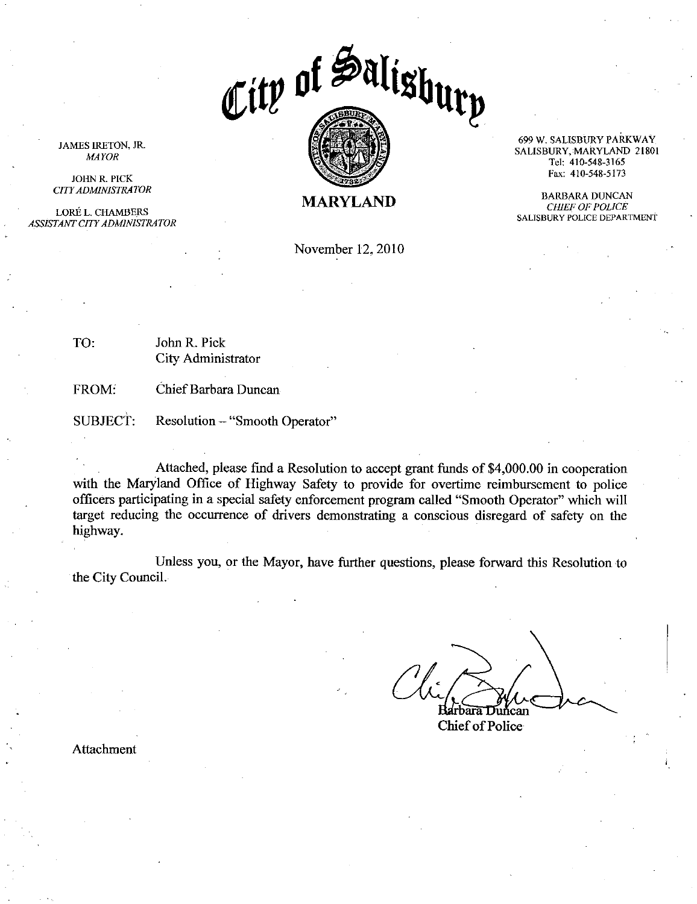# City of Salisbury

JAMES IRETON, JR.
*MAYOR*

JOHN R. PICK
*CITY ADMINISTRATOR*

LORÉ L. CHAMBERS
*ASSISTANT CITY ADMINISTRATOR*

**MARYLAND**

699 W. SALISBURY PARKWAY
SALISBURY, MARYLAND 21801
Tel: 410-548-3165
Fax: 410-548-5173

BARBARA DUNCAN
*CHIEF OF POLICE*
SALISBURY POLICE DEPARTMENT

November 12, 2010

TO: John R. Pick
City Administrator

FROM: Chief Barbara Duncan

SUBJECT: Resolution – "Smooth Operator"

Attached, please find a Resolution to accept grant funds of $4,000.00 in cooperation with the Maryland Office of Highway Safety to provide for overtime reimbursement to police officers participating in a special safety enforcement program called "Smooth Operator" which will target reducing the occurrence of drivers demonstrating a conscious disregard of safety on the highway.

Unless you, or the Mayor, have further questions, please forward this Resolution to the City Council.

Barbara Duncan
Chief of Police

Attachment